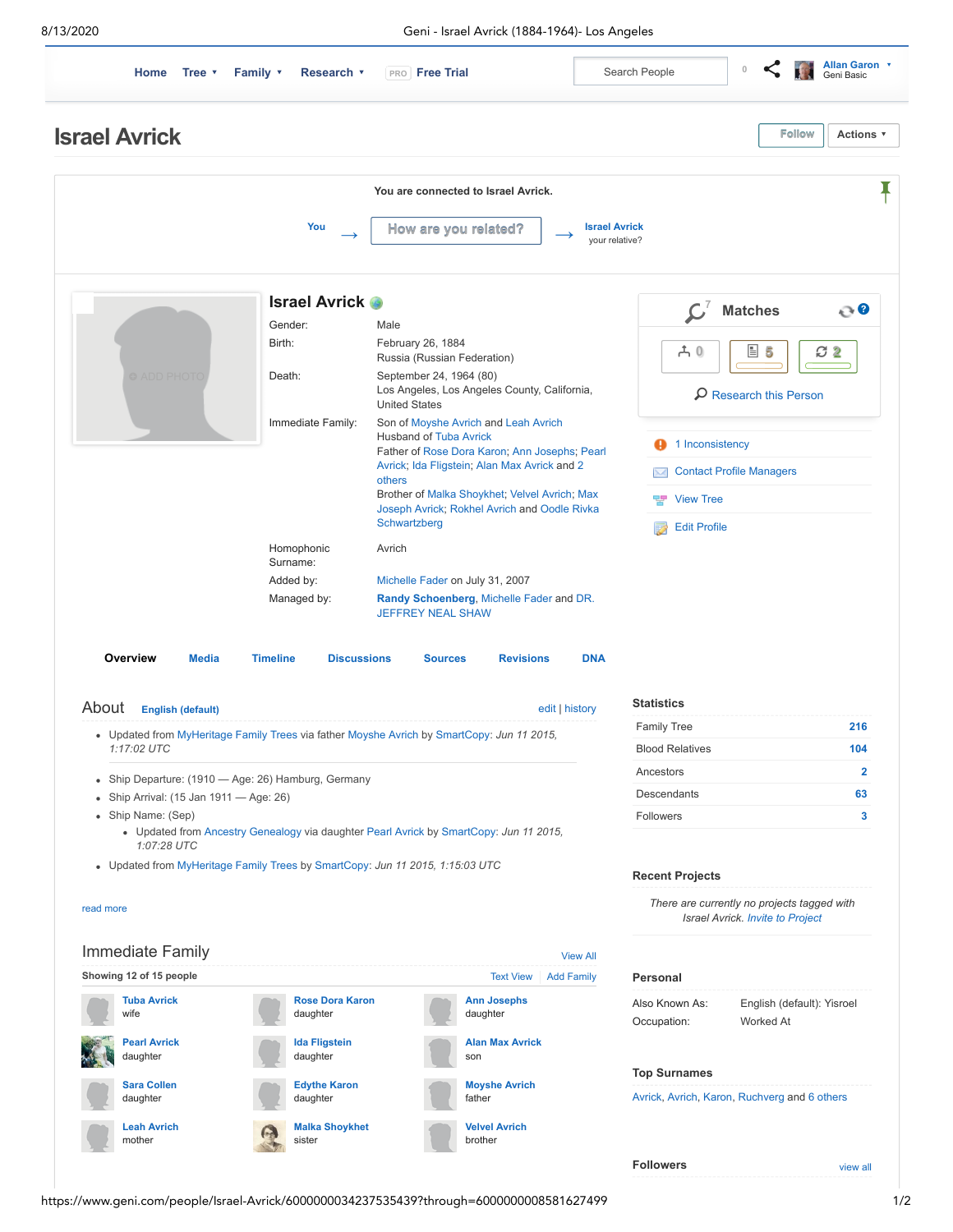# Israel Avrick

Follow | Actions

You are connected to Israel Avrick.

You → How are you related? → Israel Avrick your relative?

## Israel Avrick

| | |
|---|---|
| Gender: | Male |
| Birth: | February 26, 1884<br>Russia (Russian Federation) |
| Death: | September 24, 1964 (80)<br>Los Angeles, Los Angeles County, California, United States |
| Immediate Family: | Son of Moyshe Avrich and Leah Avrich<br>Husband of Tuba Avrick<br>Father of Rose Dora Karon; Ann Josephs; Pearl Avrick; Ida Fligstein; Alan Max Avrick and 2 others<br>Brother of Malka Shoykhet; Velvel Avrich; Max Joseph Avrick; Rokhel Avrich and Oodle Rivka Schwartzberg |
| Homophonic Surname: | Avrich |
| Added by: | Michelle Fader on July 31, 2007 |
| Managed by: | **Randy Schoenberg**, Michelle Fader and DR. JEFFREY NEAL SHAW |

Matches 7

0 | 5 | 2

Research this Person

- 1 Inconsistency
- Contact Profile Managers
- View Tree
- Edit Profile

**Overview** | Media | Timeline | Discussions | Sources | Revisions | DNA

## About English (default)

edit | history

- Updated from MyHeritage Family Trees via father Moyshe Avrich by SmartCopy: *Jun 11 2015, 1:17:02 UTC*

- Ship Departure: (1910 — Age: 26) Hamburg, Germany
- Ship Arrival: (15 Jan 1911 — Age: 26)
- Ship Name: (Sep)
  - Updated from Ancestry Genealogy via daughter Pearl Avrick by SmartCopy: *Jun 11 2015, 1:07:28 UTC*
- Updated from MyHeritage Family Trees by SmartCopy: *Jun 11 2015, 1:15:03 UTC*

read more

## Immediate Family

View All

**Showing 12 of 15 people**

Text View | Add Family

| | | |
|---|---|---|
| **Tuba Avrick**<br>wife | **Rose Dora Karon**<br>daughter | **Ann Josephs**<br>daughter |
| **Pearl Avrick**<br>daughter | **Ida Fligstein**<br>daughter | **Alan Max Avrick**<br>son |
| **Sara Collen**<br>daughter | **Edythe Karon**<br>daughter | **Moyshe Avrich**<br>father |
| **Leah Avrich**<br>mother | **Malka Shoykhet**<br>sister | **Velvel Avrich**<br>brother |

### Statistics

| | |
|---|---|
| Family Tree | 216 |
| Blood Relatives | 104 |
| Ancestors | 2 |
| Descendants | 63 |
| Followers | 3 |

### Recent Projects

*There are currently no projects tagged with Israel Avrick. Invite to Project*

### Personal

| | |
|---|---|
| Also Known As: | English (default): Yisroel |
| Occupation: | Worked At |

### Top Surnames

Avrick, Avrich, Karon, Ruchverg and 6 others

### Followers

view all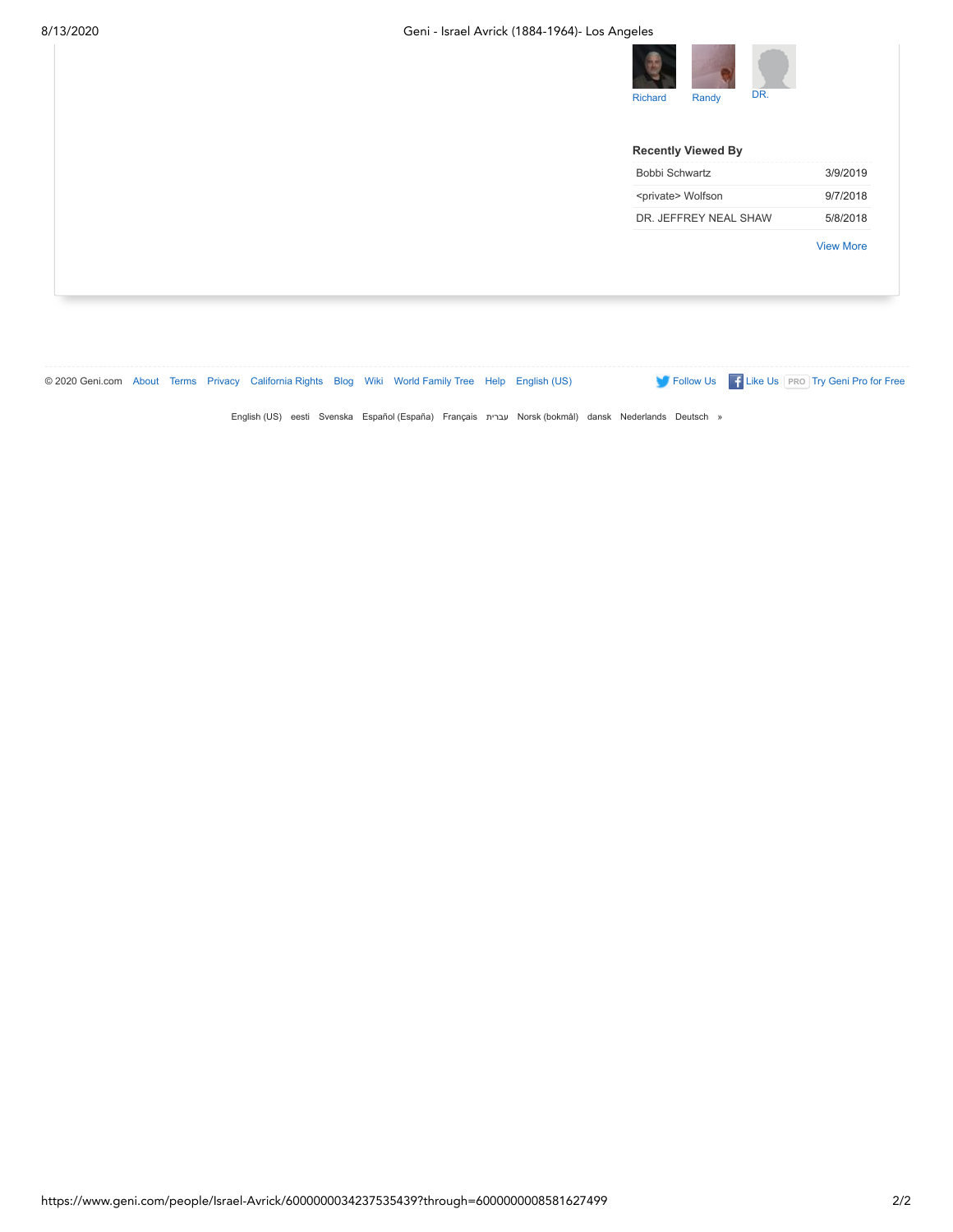Richard Randy DR.

### Recently Viewed By

| | |
|---|---|
| Bobbi Schwartz | 3/9/2019 |
| <private> Wolfson | 9/7/2018 |
| DR. JEFFREY NEAL SHAW | 5/8/2018 |

View More

© 2020 Geni.com About Terms Privacy California Rights Blog Wiki World Family Tree Help English (US) Follow Us Like Us PRO Try Geni Pro for Free

English (US) eesti Svenska Español (España) Français עברית Norsk (bokmål) dansk Nederlands Deutsch »